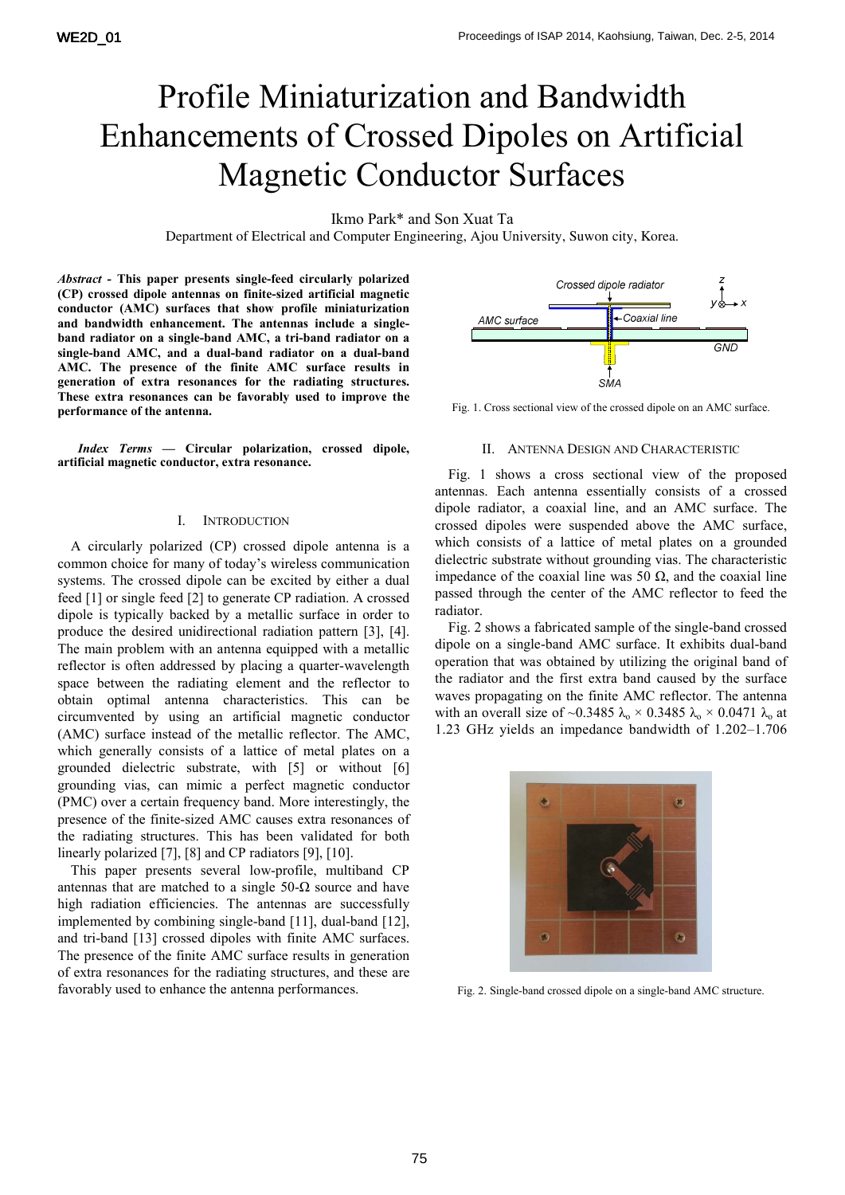# Profile Miniaturization and Bandwidth Enhancements of Crossed Dipoles on Artificial Magnetic Conductor Surfaces

Ikmo Park* and Son Xuat Ta

Department of Electrical and Computer Engineering, Ajou University, Suwon city, Korea.

***Abstract* - This paper presents single-feed circularly polarized (CP) crossed dipole antennas on finite-sized artificial magnetic conductor (AMC) surfaces that show profile miniaturization and bandwidth enhancement. The antennas include a single-band radiator on a single-band AMC, a tri-band radiator on a single-band AMC, and a dual-band radiator on a dual-band AMC. The presence of the finite AMC surface results in generation of extra resonances for the radiating structures. These extra resonances can be favorably used to improve the performance of the antenna.**

***Index Terms* — Circular polarization, crossed dipole, artificial magnetic conductor, extra resonance.**

## I. Introduction

A circularly polarized (CP) crossed dipole antenna is a common choice for many of today's wireless communication systems. The crossed dipole can be excited by either a dual feed [1] or single feed [2] to generate CP radiation. A crossed dipole is typically backed by a metallic surface in order to produce the desired unidirectional radiation pattern [3], [4]. The main problem with an antenna equipped with a metallic reflector is often addressed by placing a quarter-wavelength space between the radiating element and the reflector to obtain optimal antenna characteristics. This can be circumvented by using an artificial magnetic conductor (AMC) surface instead of the metallic reflector. The AMC, which generally consists of a lattice of metal plates on a grounded dielectric substrate, with [5] or without [6] grounding vias, can mimic a perfect magnetic conductor (PMC) over a certain frequency band. More interestingly, the presence of the finite-sized AMC causes extra resonances of the radiating structures. This has been validated for both linearly polarized [7], [8] and CP radiators [9], [10].

This paper presents several low-profile, multiband CP antennas that are matched to a single 50-Ω source and have high radiation efficiencies. The antennas are successfully implemented by combining single-band [11], dual-band [12], and tri-band [13] crossed dipoles with finite AMC surfaces. The presence of the finite AMC surface results in generation of extra resonances for the radiating structures, and these are favorably used to enhance the antenna performances.

Fig. 1. Cross sectional view of the crossed dipole on an AMC surface.

## II. Antenna Design and Characteristic

Fig. 1 shows a cross sectional view of the proposed antennas. Each antenna essentially consists of a crossed dipole radiator, a coaxial line, and an AMC surface. The crossed dipoles were suspended above the AMC surface, which consists of a lattice of metal plates on a grounded dielectric substrate without grounding vias. The characteristic impedance of the coaxial line was 50 Ω, and the coaxial line passed through the center of the AMC reflector to feed the radiator.

Fig. 2 shows a fabricated sample of the single-band crossed dipole on a single-band AMC surface. It exhibits dual-band operation that was obtained by utilizing the original band of the radiator and the first extra band caused by the surface waves propagating on the finite AMC reflector. The antenna with an overall size of ~0.3485 $\lambda_o$ × 0.3485 $\lambda_o$ × 0.0471 $\lambda_o$ at 1.23 GHz yields an impedance bandwidth of 1.202–1.706

Fig. 2. Single-band crossed dipole on a single-band AMC structure.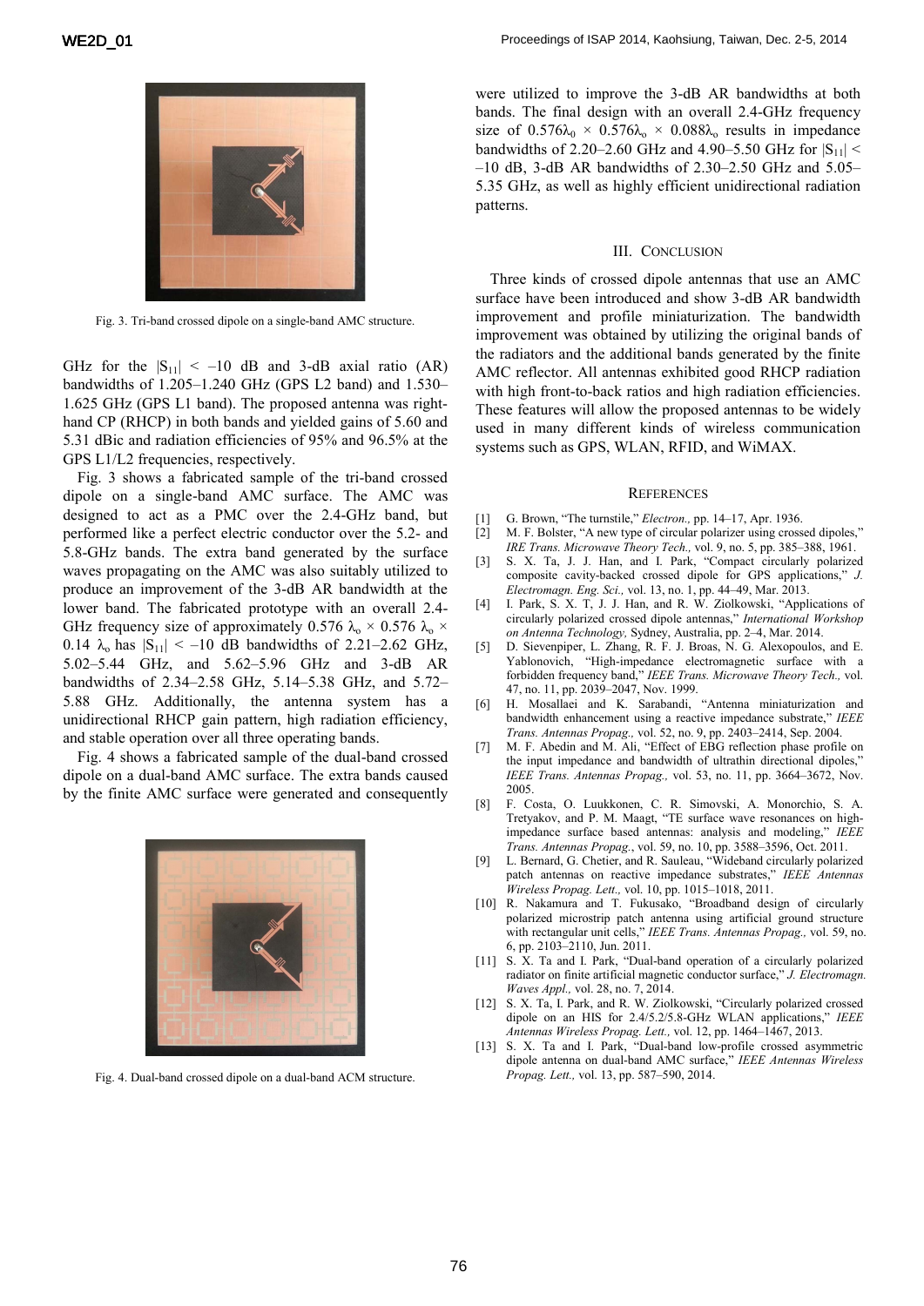Fig. 3. Tri-band crossed dipole on a single-band AMC structure.

GHz for the $|S_{11}| < -10$ dB and 3-dB axial ratio (AR) bandwidths of 1.205–1.240 GHz (GPS L2 band) and 1.530–1.625 GHz (GPS L1 band). The proposed antenna was right-hand CP (RHCP) in both bands and yielded gains of 5.60 and 5.31 dBic and radiation efficiencies of 95% and 96.5% at the GPS L1/L2 frequencies, respectively.

Fig. 3 shows a fabricated sample of the tri-band crossed dipole on a single-band AMC surface. The AMC was designed to act as a PMC over the 2.4-GHz band, but performed like a perfect electric conductor over the 5.2- and 5.8-GHz bands. The extra band generated by the surface waves propagating on the AMC was also suitably utilized to produce an improvement of the 3-dB AR bandwidth at the lower band. The fabricated prototype with an overall 2.4-GHz frequency size of approximately 0.576 $\lambda_o \times 0.576\ \lambda_o \times 0.14\ \lambda_o$ has $|S_{11}| < -10$ dB bandwidths of 2.21–2.62 GHz, 5.02–5.44 GHz, and 5.62–5.96 GHz and 3-dB AR bandwidths of 2.34–2.58 GHz, 5.14–5.38 GHz, and 5.72–5.88 GHz. Additionally, the antenna system has a unidirectional RHCP gain pattern, high radiation efficiency, and stable operation over all three operating bands.

Fig. 4 shows a fabricated sample of the dual-band crossed dipole on a dual-band AMC surface. The extra bands caused by the finite AMC surface were generated and consequently were utilized to improve the 3-dB AR bandwidths at both bands. The final design with an overall 2.4-GHz frequency size of $0.576\lambda_0 \times 0.576\lambda_o \times 0.088\lambda_o$ results in impedance bandwidths of 2.20–2.60 GHz and 4.90–5.50 GHz for $|S_{11}| < -10$ dB, 3-dB AR bandwidths of 2.30–2.50 GHz and 5.05–5.35 GHz, as well as highly efficient unidirectional radiation patterns.

Fig. 4. Dual-band crossed dipole on a dual-band ACM structure.

## III. Conclusion

Three kinds of crossed dipole antennas that use an AMC surface have been introduced and show 3-dB AR bandwidth improvement and profile miniaturization. The bandwidth improvement was obtained by utilizing the original bands of the radiators and the additional bands generated by the finite AMC reflector. All antennas exhibited good RHCP radiation with high front-to-back ratios and high radiation efficiencies. These features will allow the proposed antennas to be widely used in many different kinds of wireless communication systems such as GPS, WLAN, RFID, and WiMAX.

## References

[1] G. Brown, "The turnstile," *Electron.,* pp. 14–17, Apr. 1936.

[2] M. F. Bolster, "A new type of circular polarizer using crossed dipoles," *IRE Trans. Microwave Theory Tech.,* vol. 9, no. 5, pp. 385–388, 1961.

[3] S. X. Ta, J. J. Han, and I. Park, "Compact circularly polarized composite cavity-backed crossed dipole for GPS applications," *J. Electromagn. Eng. Sci.,* vol. 13, no. 1, pp. 44–49, Mar. 2013.

[4] I. Park, S. X. T, J. J. Han, and R. W. Ziolkowski, "Applications of circularly polarized crossed dipole antennas," *International Workshop on Antenna Technology,* Sydney, Australia, pp. 2–4, Mar. 2014.

[5] D. Sievenpiper, L. Zhang, R. F. J. Broas, N. G. Alexopoulos, and E. Yablonovich, "High-impedance electromagnetic surface with a forbidden frequency band," *IEEE Trans. Microwave Theory Tech.,* vol. 47, no. 11, pp. 2039–2047, Nov. 1999.

[6] H. Mosallaei and K. Sarabandi, "Antenna miniaturization and bandwidth enhancement using a reactive impedance substrate," *IEEE Trans. Antennas Propag.,* vol. 52, no. 9, pp. 2403–2414, Sep. 2004.

[7] M. F. Abedin and M. Ali, "Effect of EBG reflection phase profile on the input impedance and bandwidth of ultrathin directional dipoles," *IEEE Trans. Antennas Propag.,* vol. 53, no. 11, pp. 3664–3672, Nov. 2005.

[8] F. Costa, O. Luukkonen, C. R. Simovski, A. Monorchio, S. A. Tretyakov, and P. M. Maagt, "TE surface wave resonances on high-impedance surface based antennas: analysis and modeling," *IEEE Trans. Antennas Propag.*, vol. 59, no. 10, pp. 3588–3596, Oct. 2011.

[9] L. Bernard, G. Chetier, and R. Sauleau, "Wideband circularly polarized patch antennas on reactive impedance substrates," *IEEE Antennas Wireless Propag. Lett.,* vol. 10, pp. 1015–1018, 2011.

[10] R. Nakamura and T. Fukusako, "Broadband design of circularly polarized microstrip patch antenna using artificial ground structure with rectangular unit cells," *IEEE Trans. Antennas Propag.,* vol. 59, no. 6, pp. 2103–2110, Jun. 2011.

[11] S. X. Ta and I. Park, "Dual-band operation of a circularly polarized radiator on finite artificial magnetic conductor surface," *J. Electromagn. Waves Appl.,* vol. 28, no. 7, 2014.

[12] S. X. Ta, I. Park, and R. W. Ziolkowski, "Circularly polarized crossed dipole on an HIS for 2.4/5.2/5.8-GHz WLAN applications," *IEEE Antennas Wireless Propag. Lett.,* vol. 12, pp. 1464–1467, 2013.

[13] S. X. Ta and I. Park, "Dual-band low-profile crossed asymmetric dipole antenna on dual-band AMC surface," *IEEE Antennas Wireless Propag. Lett.,* vol. 13, pp. 587–590, 2014.